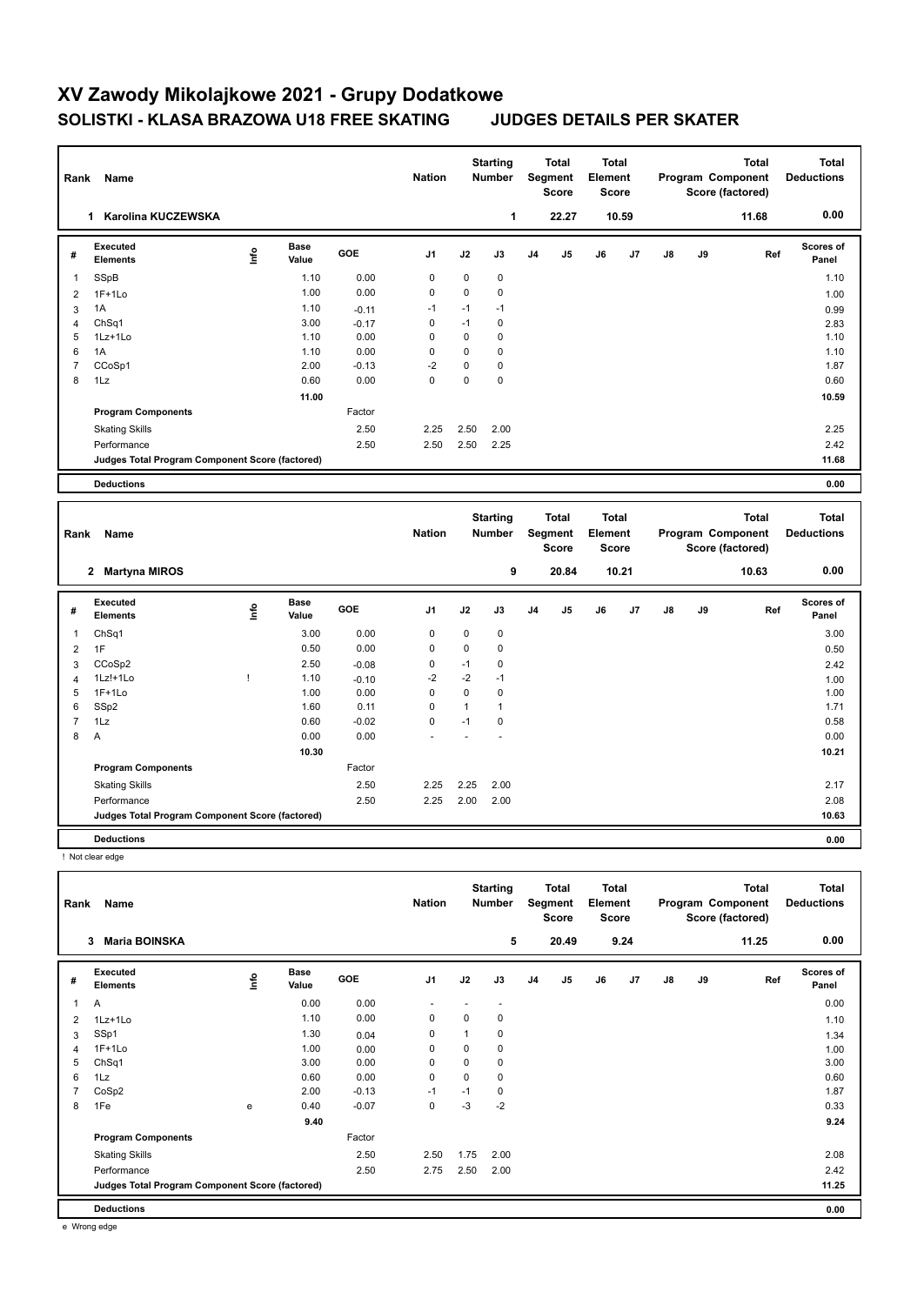# XV Zawody Mikolajkowe 2021 - Grupy Dodatkowe

## SOLISTKI - KLASA BRAZOWA U18 FREE SKATING JUDGES DETAILS PER SKATER

| Rank | Name | Nation | Starting Number | Total Segment Score | Total Element Score | Total Program Component Score (factored) | Total Deductions |
|---|---|---|---|---|---|---|---|
| 1 | Karolina KUCZEWSKA | | 1 | 22.27 | 10.59 | 11.68 | 0.00 |

| # | Executed Elements | Info | Base Value | GOE | J1 | J2 | J3 | J4 | J5 | J6 | J7 | J8 | J9 | Ref | Scores of Panel |
|---|---|---|---|---|---|---|---|---|---|---|---|---|---|---|---|
| 1 | SSpB | | 1.10 | 0.00 | 0 | 0 | 0 | | | | | | | | 1.10 |
| 2 | 1F+1Lo | | 1.00 | 0.00 | 0 | 0 | 0 | | | | | | | | 1.00 |
| 3 | 1A | | 1.10 | -0.11 | -1 | -1 | -1 | | | | | | | | 0.99 |
| 4 | ChSq1 | | 3.00 | -0.17 | 0 | -1 | 0 | | | | | | | | 2.83 |
| 5 | 1Lz+1Lo | | 1.10 | 0.00 | 0 | 0 | 0 | | | | | | | | 1.10 |
| 6 | 1A | | 1.10 | 0.00 | 0 | 0 | 0 | | | | | | | | 1.10 |
| 7 | CCoSp1 | | 2.00 | -0.13 | -2 | 0 | 0 | | | | | | | | 1.87 |
| 8 | 1Lz | | 0.60 | 0.00 | 0 | 0 | 0 | | | | | | | | 0.60 |
| | | | 11.00 | | | | | | | | | | | | 10.59 |
| | Program Components | | | Factor | | | | | | | | | | | |
| | Skating Skills | | | 2.50 | 2.25 | 2.50 | 2.00 | | | | | | | | 2.25 |
| | Performance | | | 2.50 | 2.50 | 2.50 | 2.25 | | | | | | | | 2.42 |
| | Judges Total Program Component Score (factored) | | | | | | | | | | | | | | 11.68 |
| | Deductions | | | | | | | | | | | | | | 0.00 |

| Rank | Name | Nation | Starting Number | Total Segment Score | Total Element Score | Total Program Component Score (factored) | Total Deductions |
|---|---|---|---|---|---|---|---|
| 2 | Martyna MIROS | | 9 | 20.84 | 10.21 | 10.63 | 0.00 |

| # | Executed Elements | Info | Base Value | GOE | J1 | J2 | J3 | J4 | J5 | J6 | J7 | J8 | J9 | Ref | Scores of Panel |
|---|---|---|---|---|---|---|---|---|---|---|---|---|---|---|---|
| 1 | ChSq1 | | 3.00 | 0.00 | 0 | 0 | 0 | | | | | | | | 3.00 |
| 2 | 1F | | 0.50 | 0.00 | 0 | 0 | 0 | | | | | | | | 0.50 |
| 3 | CCoSp2 | | 2.50 | -0.08 | 0 | -1 | 0 | | | | | | | | 2.42 |
| 4 | 1Lz!+1Lo | ! | 1.10 | -0.10 | -2 | -2 | -1 | | | | | | | | 1.00 |
| 5 | 1F+1Lo | | 1.00 | 0.00 | 0 | 0 | 0 | | | | | | | | 1.00 |
| 6 | SSp2 | | 1.60 | 0.11 | 0 | 1 | 1 | | | | | | | | 1.71 |
| 7 | 1Lz | | 0.60 | -0.02 | 0 | -1 | 0 | | | | | | | | 0.58 |
| 8 | A | | 0.00 | 0.00 | - | - | - | | | | | | | | 0.00 |
| | | | 10.30 | | | | | | | | | | | | 10.21 |
| | Program Components | | | Factor | | | | | | | | | | | |
| | Skating Skills | | | 2.50 | 2.25 | 2.25 | 2.00 | | | | | | | | 2.17 |
| | Performance | | | 2.50 | 2.25 | 2.00 | 2.00 | | | | | | | | 2.08 |
| | Judges Total Program Component Score (factored) | | | | | | | | | | | | | | 10.63 |
| | Deductions | | | | | | | | | | | | | | 0.00 |

! Not clear edge

| Rank | Name | Nation | Starting Number | Total Segment Score | Total Element Score | Total Program Component Score (factored) | Total Deductions |
|---|---|---|---|---|---|---|---|
| 3 | Maria BOINSKA | | 5 | 20.49 | 9.24 | 11.25 | 0.00 |

| # | Executed Elements | Info | Base Value | GOE | J1 | J2 | J3 | J4 | J5 | J6 | J7 | J8 | J9 | Ref | Scores of Panel |
|---|---|---|---|---|---|---|---|---|---|---|---|---|---|---|---|
| 1 | A | | 0.00 | 0.00 | - | - | - | | | | | | | | 0.00 |
| 2 | 1Lz+1Lo | | 1.10 | 0.00 | 0 | 0 | 0 | | | | | | | | 1.10 |
| 3 | SSp1 | | 1.30 | 0.04 | 0 | 1 | 0 | | | | | | | | 1.34 |
| 4 | 1F+1Lo | | 1.00 | 0.00 | 0 | 0 | 0 | | | | | | | | 1.00 |
| 5 | ChSq1 | | 3.00 | 0.00 | 0 | 0 | 0 | | | | | | | | 3.00 |
| 6 | 1Lz | | 0.60 | 0.00 | 0 | 0 | 0 | | | | | | | | 0.60 |
| 7 | CoSp2 | | 2.00 | -0.13 | -1 | -1 | 0 | | | | | | | | 1.87 |
| 8 | 1Fe | e | 0.40 | -0.07 | 0 | -3 | -2 | | | | | | | | 0.33 |
| | | | 9.40 | | | | | | | | | | | | 9.24 |
| | Program Components | | | Factor | | | | | | | | | | | |
| | Skating Skills | | | 2.50 | 2.50 | 1.75 | 2.00 | | | | | | | | 2.08 |
| | Performance | | | 2.50 | 2.75 | 2.50 | 2.00 | | | | | | | | 2.42 |
| | Judges Total Program Component Score (factored) | | | | | | | | | | | | | | 11.25 |
| | Deductions | | | | | | | | | | | | | | 0.00 |

e Wrong edge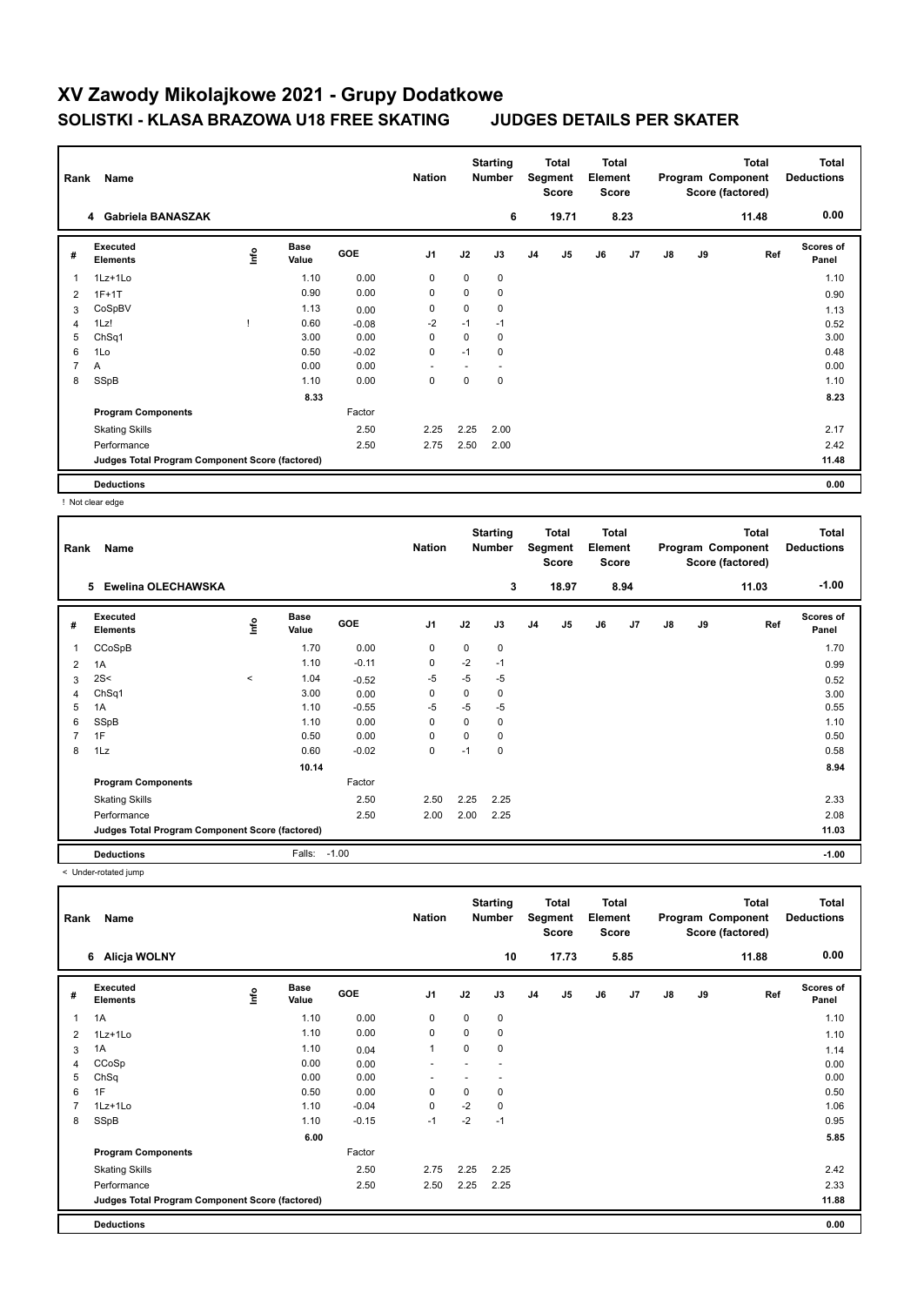# XV Zawody Mikolajkowe 2021 - Grupy Dodatkowe

## SOLISTKI - KLASA BRAZOWA U18 FREE SKATING    JUDGES DETAILS PER SKATER

| Rank | Name | Nation | Starting Number | Total Segment Score | Total Element Score | Total Program Component Score (factored) | Total Deductions |
|---|---|---|---|---|---|---|---|
| 4 | Gabriela BANASZAK | | 6 | 19.71 | 8.23 | 11.48 | 0.00 |

| # | Executed Elements | Info | Base Value | GOE | J1 | J2 | J3 | J4 | J5 | J6 | J7 | J8 | J9 | Ref | Scores of Panel |
|---|---|---|---|---|---|---|---|---|---|---|---|---|---|---|---|
| 1 | 1Lz+1Lo | | 1.10 | 0.00 | 0 | 0 | 0 | | | | | | | | 1.10 |
| 2 | 1F+1T | | 0.90 | 0.00 | 0 | 0 | 0 | | | | | | | | 0.90 |
| 3 | CoSpBV | | 1.13 | 0.00 | 0 | 0 | 0 | | | | | | | | 1.13 |
| 4 | 1Lz! | ! | 0.60 | -0.08 | -2 | -1 | -1 | | | | | | | | 0.52 |
| 5 | ChSq1 | | 3.00 | 0.00 | 0 | 0 | 0 | | | | | | | | 3.00 |
| 6 | 1Lo | | 0.50 | -0.02 | 0 | -1 | 0 | | | | | | | | 0.48 |
| 7 | A | | 0.00 | 0.00 | - | - | - | | | | | | | | 0.00 |
| 8 | SSpB | | 1.10 | 0.00 | 0 | 0 | 0 | | | | | | | | 1.10 |
| | | | 8.33 | | | | | | | | | | | | 8.23 |
| | Program Components | | | Factor | | | | | | | | | | | |
| | Skating Skills | | | 2.50 | 2.25 | 2.25 | 2.00 | | | | | | | | 2.17 |
| | Performance | | | 2.50 | 2.75 | 2.50 | 2.00 | | | | | | | | 2.42 |
| | Judges Total Program Component Score (factored) | | | | | | | | | | | | | | 11.48 |
| | Deductions | | | | | | | | | | | | | | 0.00 |

! Not clear edge

| Rank | Name | Nation | Starting Number | Total Segment Score | Total Element Score | Total Program Component Score (factored) | Total Deductions |
|---|---|---|---|---|---|---|---|
| 5 | Ewelina OLECHAWSKA | | 3 | 18.97 | 8.94 | 11.03 | -1.00 |

| # | Executed Elements | Info | Base Value | GOE | J1 | J2 | J3 | J4 | J5 | J6 | J7 | J8 | J9 | Ref | Scores of Panel |
|---|---|---|---|---|---|---|---|---|---|---|---|---|---|---|---|
| 1 | CCoSpB | | 1.70 | 0.00 | 0 | 0 | 0 | | | | | | | | 1.70 |
| 2 | 1A | | 1.10 | -0.11 | 0 | -2 | -1 | | | | | | | | 0.99 |
| 3 | 2S< | < | 1.04 | -0.52 | -5 | -5 | -5 | | | | | | | | 0.52 |
| 4 | ChSq1 | | 3.00 | 0.00 | 0 | 0 | 0 | | | | | | | | 3.00 |
| 5 | 1A | | 1.10 | -0.55 | -5 | -5 | -5 | | | | | | | | 0.55 |
| 6 | SSpB | | 1.10 | 0.00 | 0 | 0 | 0 | | | | | | | | 1.10 |
| 7 | 1F | | 0.50 | 0.00 | 0 | 0 | 0 | | | | | | | | 0.50 |
| 8 | 1Lz | | 0.60 | -0.02 | 0 | -1 | 0 | | | | | | | | 0.58 |
| | | | 10.14 | | | | | | | | | | | | 8.94 |
| | Program Components | | | Factor | | | | | | | | | | | |
| | Skating Skills | | | 2.50 | 2.50 | 2.25 | 2.25 | | | | | | | | 2.33 |
| | Performance | | | 2.50 | 2.00 | 2.00 | 2.25 | | | | | | | | 2.08 |
| | Judges Total Program Component Score (factored) | | | | | | | | | | | | | | 11.03 |
| | Deductions | | Falls: | -1.00 | | | | | | | | | | | -1.00 |

< Under-rotated jump

| Rank | Name | Nation | Starting Number | Total Segment Score | Total Element Score | Total Program Component Score (factored) | Total Deductions |
|---|---|---|---|---|---|---|---|
| 6 | Alicja WOLNY | | 10 | 17.73 | 5.85 | 11.88 | 0.00 |

| # | Executed Elements | Info | Base Value | GOE | J1 | J2 | J3 | J4 | J5 | J6 | J7 | J8 | J9 | Ref | Scores of Panel |
|---|---|---|---|---|---|---|---|---|---|---|---|---|---|---|---|
| 1 | 1A | | 1.10 | 0.00 | 0 | 0 | 0 | | | | | | | | 1.10 |
| 2 | 1Lz+1Lo | | 1.10 | 0.00 | 0 | 0 | 0 | | | | | | | | 1.10 |
| 3 | 1A | | 1.10 | 0.04 | 1 | 0 | 0 | | | | | | | | 1.14 |
| 4 | CCoSp | | 0.00 | 0.00 | - | - | - | | | | | | | | 0.00 |
| 5 | ChSq | | 0.00 | 0.00 | - | - | - | | | | | | | | 0.00 |
| 6 | 1F | | 0.50 | 0.00 | 0 | 0 | 0 | | | | | | | | 0.50 |
| 7 | 1Lz+1Lo | | 1.10 | -0.04 | 0 | -2 | 0 | | | | | | | | 1.06 |
| 8 | SSpB | | 1.10 | -0.15 | -1 | -2 | -1 | | | | | | | | 0.95 |
| | | | 6.00 | | | | | | | | | | | | 5.85 |
| | Program Components | | | Factor | | | | | | | | | | | |
| | Skating Skills | | | 2.50 | 2.75 | 2.25 | 2.25 | | | | | | | | 2.42 |
| | Performance | | | 2.50 | 2.50 | 2.25 | 2.25 | | | | | | | | 2.33 |
| | Judges Total Program Component Score (factored) | | | | | | | | | | | | | | 11.88 |
| | Deductions | | | | | | | | | | | | | | 0.00 |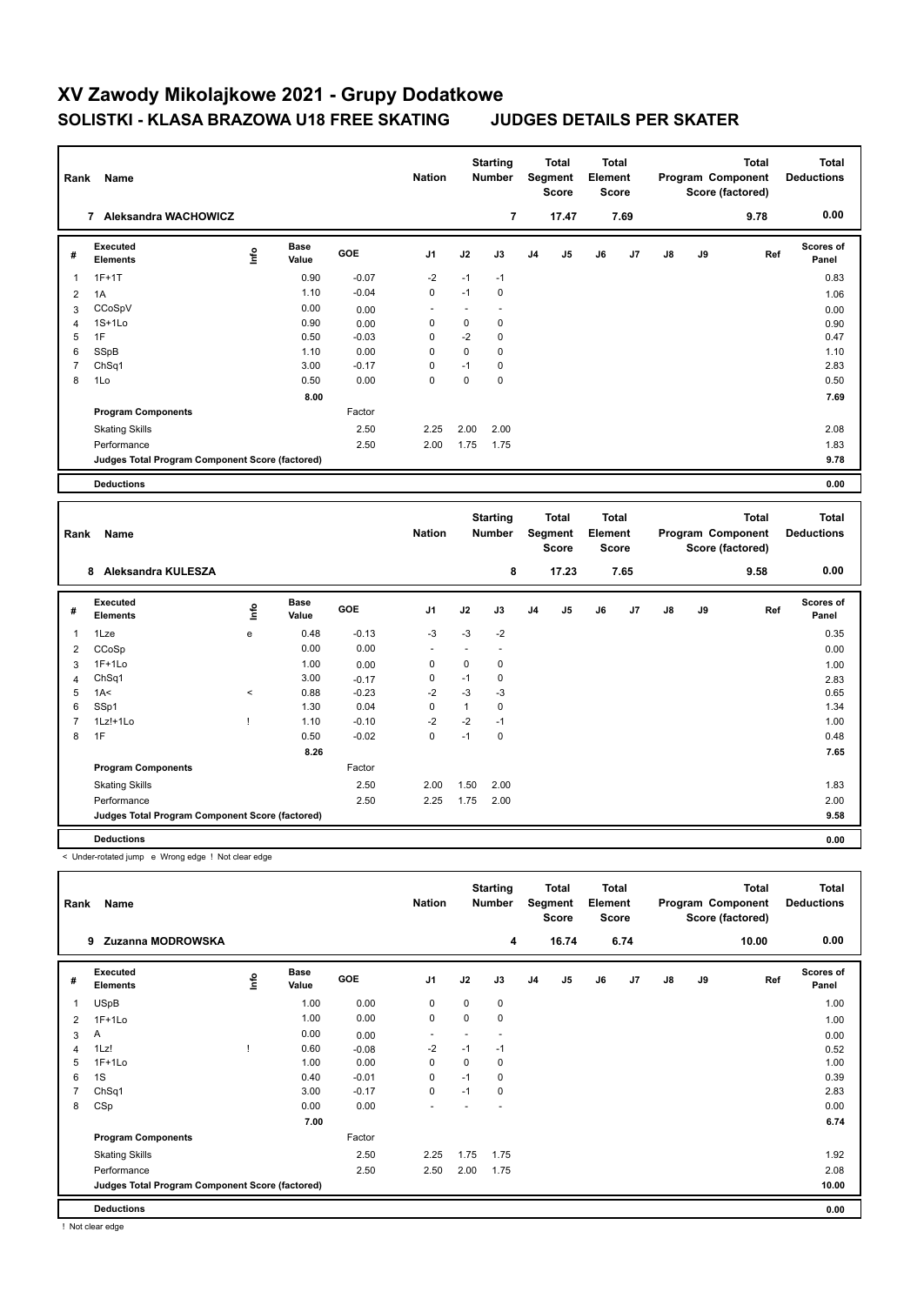# XV Zawody Mikolajkowe 2021 - Grupy Dodatkowe

## SOLISTKI - KLASA BRAZOWA U18 FREE SKATING     JUDGES DETAILS PER SKATER

| Rank | Name | Nation | Starting Number | Total Segment Score | Total Element Score | Total Program Component Score (factored) | Total Deductions |
|---|---|---|---|---|---|---|---|
| 7 | Aleksandra WACHOWICZ | | 7 | 17.47 | 7.69 | 9.78 | 0.00 |

| # | Executed Elements | Info | Base Value | GOE | J1 | J2 | J3 | J4 | J5 | J6 | J7 | J8 | J9 | Ref | Scores of Panel |
|---|---|---|---|---|---|---|---|---|---|---|---|---|---|---|---|
| 1 | 1F+1T | | 0.90 | -0.07 | -2 | -1 | -1 | | | | | | | | 0.83 |
| 2 | 1A | | 1.10 | -0.04 | 0 | -1 | 0 | | | | | | | | 1.06 |
| 3 | CCoSpV | | 0.00 | 0.00 | - | - | - | | | | | | | | 0.00 |
| 4 | 1S+1Lo | | 0.90 | 0.00 | 0 | 0 | 0 | | | | | | | | 0.90 |
| 5 | 1F | | 0.50 | -0.03 | 0 | -2 | 0 | | | | | | | | 0.47 |
| 6 | SSpB | | 1.10 | 0.00 | 0 | 0 | 0 | | | | | | | | 1.10 |
| 7 | ChSq1 | | 3.00 | -0.17 | 0 | -1 | 0 | | | | | | | | 2.83 |
| 8 | 1Lo | | 0.50 | 0.00 | 0 | 0 | 0 | | | | | | | | 0.50 |
| | | | 8.00 | | | | | | | | | | | | 7.69 |
| | **Program Components** | | | Factor | | | | | | | | | | | |
| | Skating Skills | | | 2.50 | 2.25 | 2.00 | 2.00 | | | | | | | | 2.08 |
| | Performance | | | 2.50 | 2.00 | 1.75 | 1.75 | | | | | | | | 1.83 |
| | **Judges Total Program Component Score (factored)** | | | | | | | | | | | | | | 9.78 |
| | **Deductions** | | | | | | | | | | | | | | 0.00 |

| Rank | Name | Nation | Starting Number | Total Segment Score | Total Element Score | Total Program Component Score (factored) | Total Deductions |
|---|---|---|---|---|---|---|---|
| 8 | Aleksandra KULESZA | | 8 | 17.23 | 7.65 | 9.58 | 0.00 |

| # | Executed Elements | Info | Base Value | GOE | J1 | J2 | J3 | J4 | J5 | J6 | J7 | J8 | J9 | Ref | Scores of Panel |
|---|---|---|---|---|---|---|---|---|---|---|---|---|---|---|---|
| 1 | 1Lze | e | 0.48 | -0.13 | -3 | -3 | -2 | | | | | | | | 0.35 |
| 2 | CCoSp | | 0.00 | 0.00 | - | - | - | | | | | | | | 0.00 |
| 3 | 1F+1Lo | | 1.00 | 0.00 | 0 | 0 | 0 | | | | | | | | 1.00 |
| 4 | ChSq1 | | 3.00 | -0.17 | 0 | -1 | 0 | | | | | | | | 2.83 |
| 5 | 1A< | < | 0.88 | -0.23 | -2 | -3 | -3 | | | | | | | | 0.65 |
| 6 | SSp1 | | 1.30 | 0.04 | 0 | 1 | 0 | | | | | | | | 1.34 |
| 7 | 1Lz!+1Lo | ! | 1.10 | -0.10 | -2 | -2 | -1 | | | | | | | | 1.00 |
| 8 | 1F | | 0.50 | -0.02 | 0 | -1 | 0 | | | | | | | | 0.48 |
| | | | 8.26 | | | | | | | | | | | | 7.65 |
| | **Program Components** | | | Factor | | | | | | | | | | | |
| | Skating Skills | | | 2.50 | 2.00 | 1.50 | 2.00 | | | | | | | | 1.83 |
| | Performance | | | 2.50 | 2.25 | 1.75 | 2.00 | | | | | | | | 2.00 |
| | **Judges Total Program Component Score (factored)** | | | | | | | | | | | | | | 9.58 |
| | **Deductions** | | | | | | | | | | | | | | 0.00 |

< Under-rotated jump   e Wrong edge   ! Not clear edge

| Rank | Name | Nation | Starting Number | Total Segment Score | Total Element Score | Total Program Component Score (factored) | Total Deductions |
|---|---|---|---|---|---|---|---|
| 9 | Zuzanna MODROWSKA | | 4 | 16.74 | 6.74 | 10.00 | 0.00 |

| # | Executed Elements | Info | Base Value | GOE | J1 | J2 | J3 | J4 | J5 | J6 | J7 | J8 | J9 | Ref | Scores of Panel |
|---|---|---|---|---|---|---|---|---|---|---|---|---|---|---|---|
| 1 | USpB | | 1.00 | 0.00 | 0 | 0 | 0 | | | | | | | | 1.00 |
| 2 | 1F+1Lo | | 1.00 | 0.00 | 0 | 0 | 0 | | | | | | | | 1.00 |
| 3 | A | | 0.00 | 0.00 | - | - | - | | | | | | | | 0.00 |
| 4 | 1Lz! | ! | 0.60 | -0.08 | -2 | -1 | -1 | | | | | | | | 0.52 |
| 5 | 1F+1Lo | | 1.00 | 0.00 | 0 | 0 | 0 | | | | | | | | 1.00 |
| 6 | 1S | | 0.40 | -0.01 | 0 | -1 | 0 | | | | | | | | 0.39 |
| 7 | ChSq1 | | 3.00 | -0.17 | 0 | -1 | 0 | | | | | | | | 2.83 |
| 8 | CSp | | 0.00 | 0.00 | - | - | - | | | | | | | | 0.00 |
| | | | 7.00 | | | | | | | | | | | | 6.74 |
| | **Program Components** | | | Factor | | | | | | | | | | | |
| | Skating Skills | | | 2.50 | 2.25 | 1.75 | 1.75 | | | | | | | | 1.92 |
| | Performance | | | 2.50 | 2.50 | 2.00 | 1.75 | | | | | | | | 2.08 |
| | **Judges Total Program Component Score (factored)** | | | | | | | | | | | | | | 10.00 |
| | **Deductions** | | | | | | | | | | | | | | 0.00 |

! Not clear edge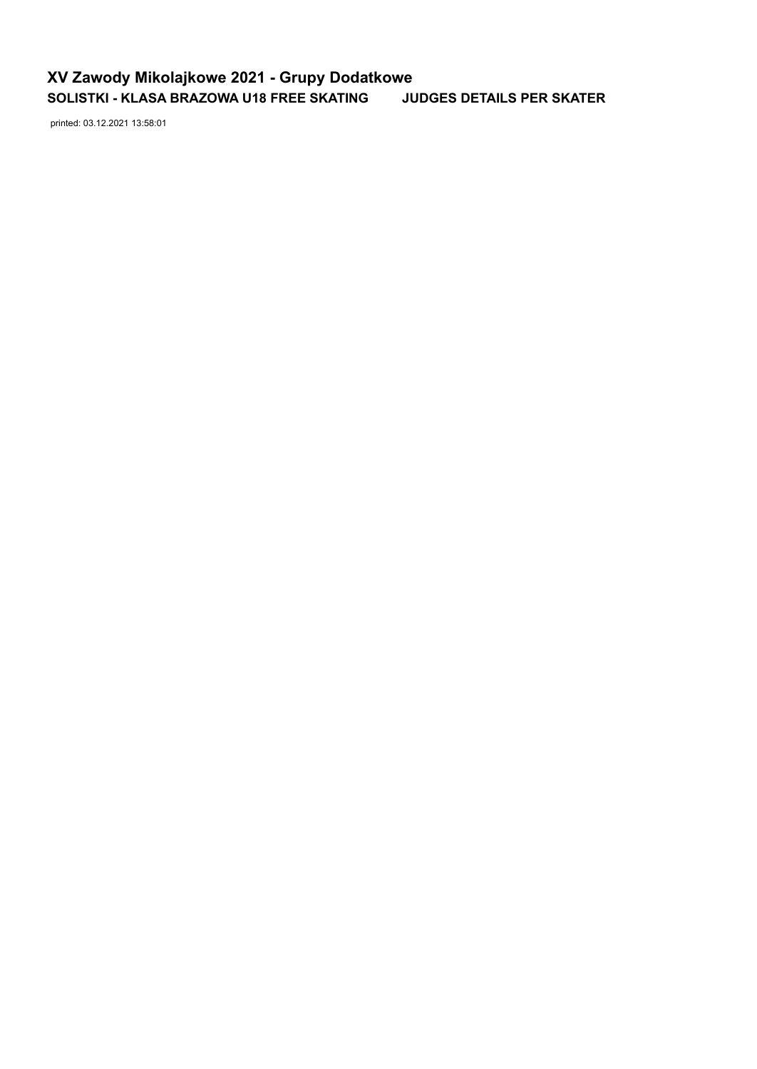# XV Zawody Mikolajkowe 2021 - Grupy Dodatkowe

**SOLISTKI - KLASA BRAZOWA U18 FREE SKATING** **JUDGES DETAILS PER SKATER**

printed: 03.12.2021 13:58:01